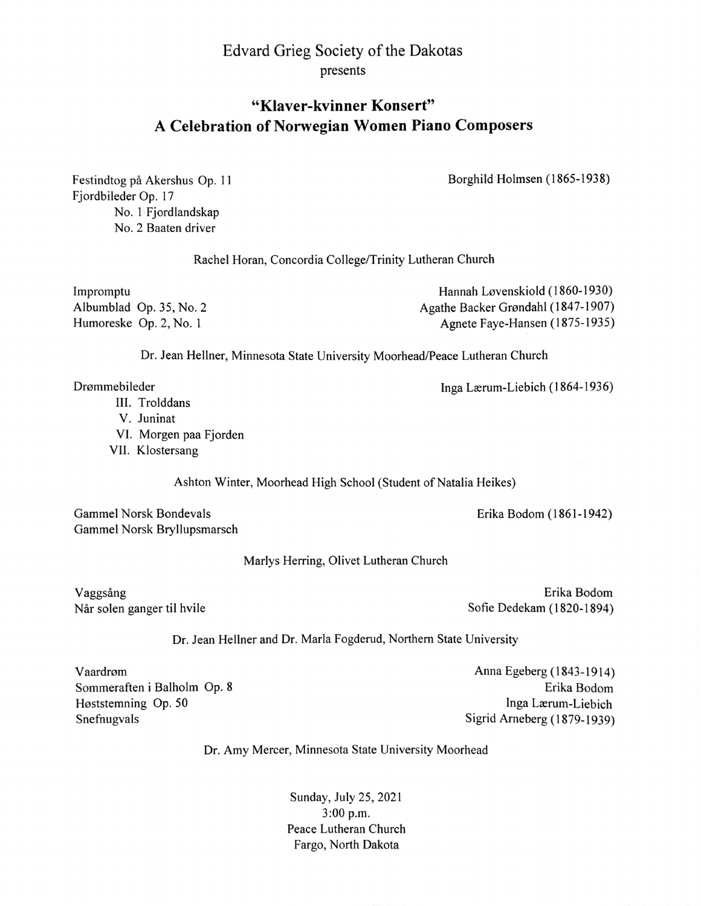Edvard Grieg Society of the Dakotas
presents

## "Klaver-kvinner Konsert"
## A Celebration of Norwegian Women Piano Composers

Festindtog på Akershus Op. 11 — Borghild Holmsen (1865-1938)
Fjordbileder Op. 17
- No. 1 Fjordlandskap
- No. 2 Baaten driver

Rachel Horan, Concordia College/Trinity Lutheran Church

Impromptu — Hannah Løvenskiold (1860-1930)
Albumblad Op. 35, No. 2 — Agathe Backer Grøndahl (1847-1907)
Humoreske Op. 2, No. 1 — Agnete Faye-Hansen (1875-1935)

Dr. Jean Hellner, Minnesota State University Moorhead/Peace Lutheran Church

Drømmebileder — Inga Lærum-Liebich (1864-1936)
- III. Trolddans
- V. Juninat
- VI. Morgen paa Fjorden
- VII. Klostersang

Ashton Winter, Moorhead High School (Student of Natalia Heikes)

Gammel Norsk Bondevals — Erika Bodom (1861-1942)
Gammel Norsk Bryllupsmarsch

Marlys Herring, Olivet Lutheran Church

Vaggsång — Erika Bodom
Når solen ganger til hvile — Sofie Dedekam (1820-1894)

Dr. Jean Hellner and Dr. Marla Fogderud, Northern State University

Vaardrøm — Anna Egeberg (1843-1914)
Sommeraften i Balholm Op. 8 — Erika Bodom
Høststemning Op. 50 — Inga Lærum-Liebich
Snefnugvals — Sigrid Arneberg (1879-1939)

Dr. Amy Mercer, Minnesota State University Moorhead

Sunday, July 25, 2021
3:00 p.m.
Peace Lutheran Church
Fargo, North Dakota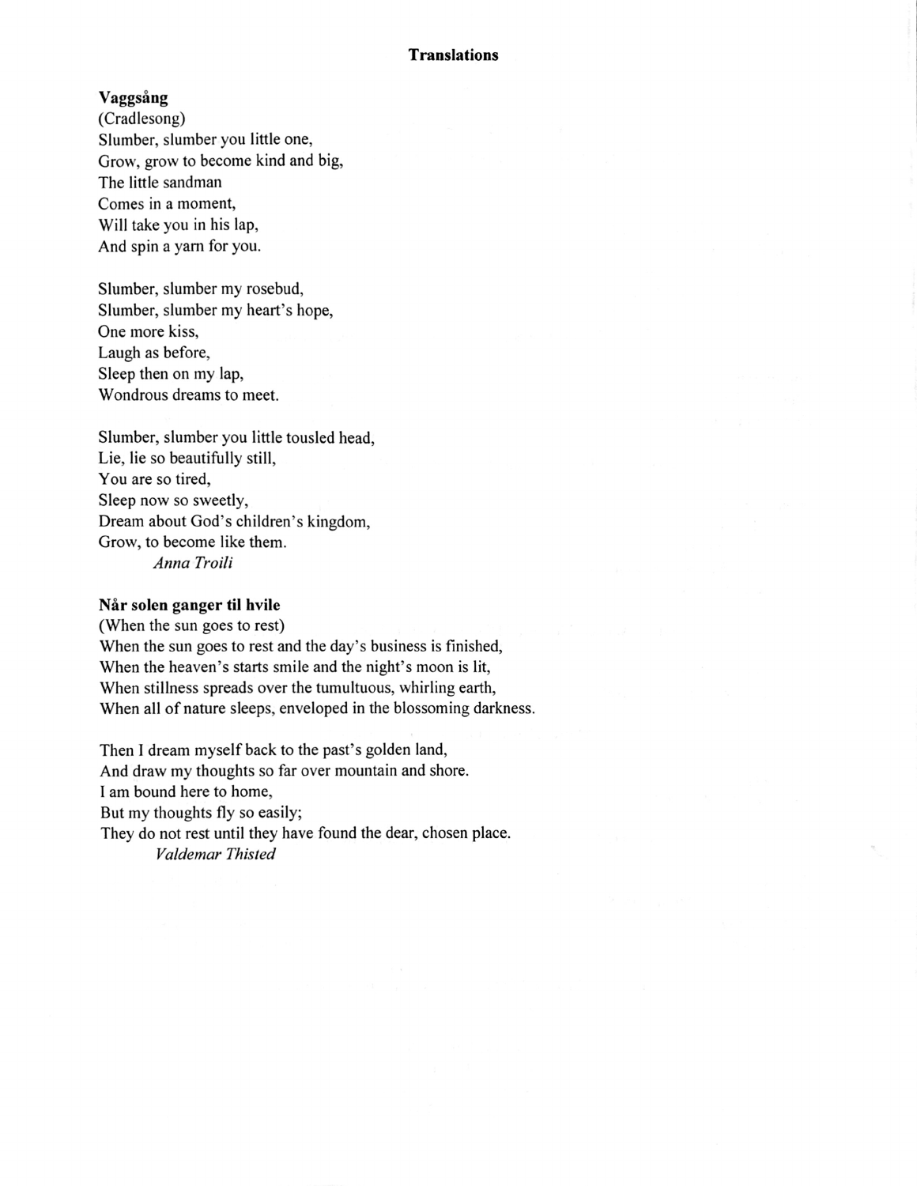# Translations

**Vaggsång**
(Cradlesong)
Slumber, slumber you little one,
Grow, grow to become kind and big,
The little sandman
Comes in a moment,
Will take you in his lap,
And spin a yarn for you.

Slumber, slumber my rosebud,
Slumber, slumber my heart's hope,
One more kiss,
Laugh as before,
Sleep then on my lap,
Wondrous dreams to meet.

Slumber, slumber you little tousled head,
Lie, lie so beautifully still,
You are so tired,
Sleep now so sweetly,
Dream about God's children's kingdom,
Grow, to become like them.
*Anna Troili*

**Når solen ganger til hvile**
(When the sun goes to rest)
When the sun goes to rest and the day's business is finished,
When the heaven's starts smile and the night's moon is lit,
When stillness spreads over the tumultuous, whirling earth,
When all of nature sleeps, enveloped in the blossoming darkness.

Then I dream myself back to the past's golden land,
And draw my thoughts so far over mountain and shore.
I am bound here to home,
But my thoughts fly so easily;
They do not rest until they have found the dear, chosen place.
*Valdemar Thisted*